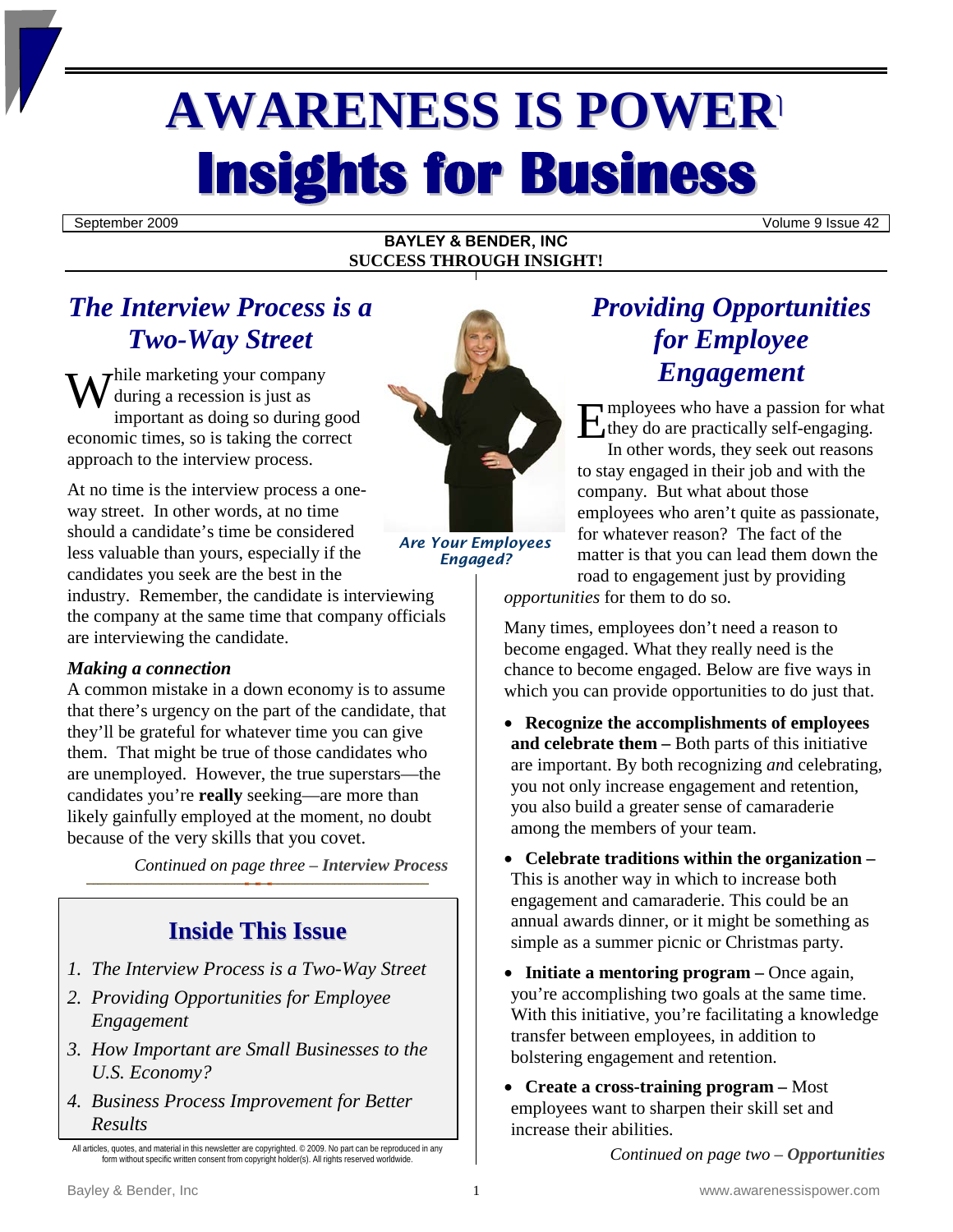# AWARENESS IS POWER

# Insights for Business

September 2009 | Volume 9 Issue 42

**BAYLEY & BENDER, INC**
**SUCCESS THROUGH INSIGHT!**

## *The Interview Process is a Two-Way Street*

While marketing your company during a recession is just as important as doing so during good economic times, so is taking the correct approach to the interview process.

At no time is the interview process a one-way street. In other words, at no time should a candidate's time be considered less valuable than yours, especially if the candidates you seek are the best in the industry. Remember, the candidate is interviewing the company at the same time that company officials are interviewing the candidate.

### *Making a connection*

A common mistake in a down economy is to assume that there's urgency on the part of the candidate, that they'll be grateful for whatever time you can give them. That might be true of those candidates who are unemployed. However, the true superstars—the candidates you're **really** seeking—are more than likely gainfully employed at the moment, no doubt because of the very skills that you covet.

*Continued on page three – **Interview Process***

*Are Your Employees Engaged?*

## Inside This Issue

1. *The Interview Process is a Two-Way Street*
2. *Providing Opportunities for Employee Engagement*
3. *How Important are Small Businesses to the U.S. Economy?*
4. *Business Process Improvement for Better Results*

All articles, quotes, and material in this newsletter are copyrighted. © 2009. No part can be reproduced in any form without specific written consent from copyright holder(s). All rights reserved worldwide.

## *Providing Opportunities for Employee Engagement*

Employees who have a passion for what they do are practically self-engaging. In other words, they seek out reasons to stay engaged in their job and with the company. But what about those employees who aren't quite as passionate, for whatever reason? The fact of the matter is that you can lead them down the road to engagement just by providing *opportunities* for them to do so.

Many times, employees don't need a reason to become engaged. What they really need is the chance to become engaged. Below are five ways in which you can provide opportunities to do just that.

- **Recognize the accomplishments of employees and celebrate them –** Both parts of this initiative are important. By both recognizing *and* celebrating, you not only increase engagement and retention, you also build a greater sense of camaraderie among the members of your team.
- **Celebrate traditions within the organization –** This is another way in which to increase both engagement and camaraderie. This could be an annual awards dinner, or it might be something as simple as a summer picnic or Christmas party.
- **Initiate a mentoring program –** Once again, you're accomplishing two goals at the same time. With this initiative, you're facilitating a knowledge transfer between employees, in addition to bolstering engagement and retention.
- **Create a cross-training program –** Most employees want to sharpen their skill set and increase their abilities.

*Continued on page two – **Opportunities***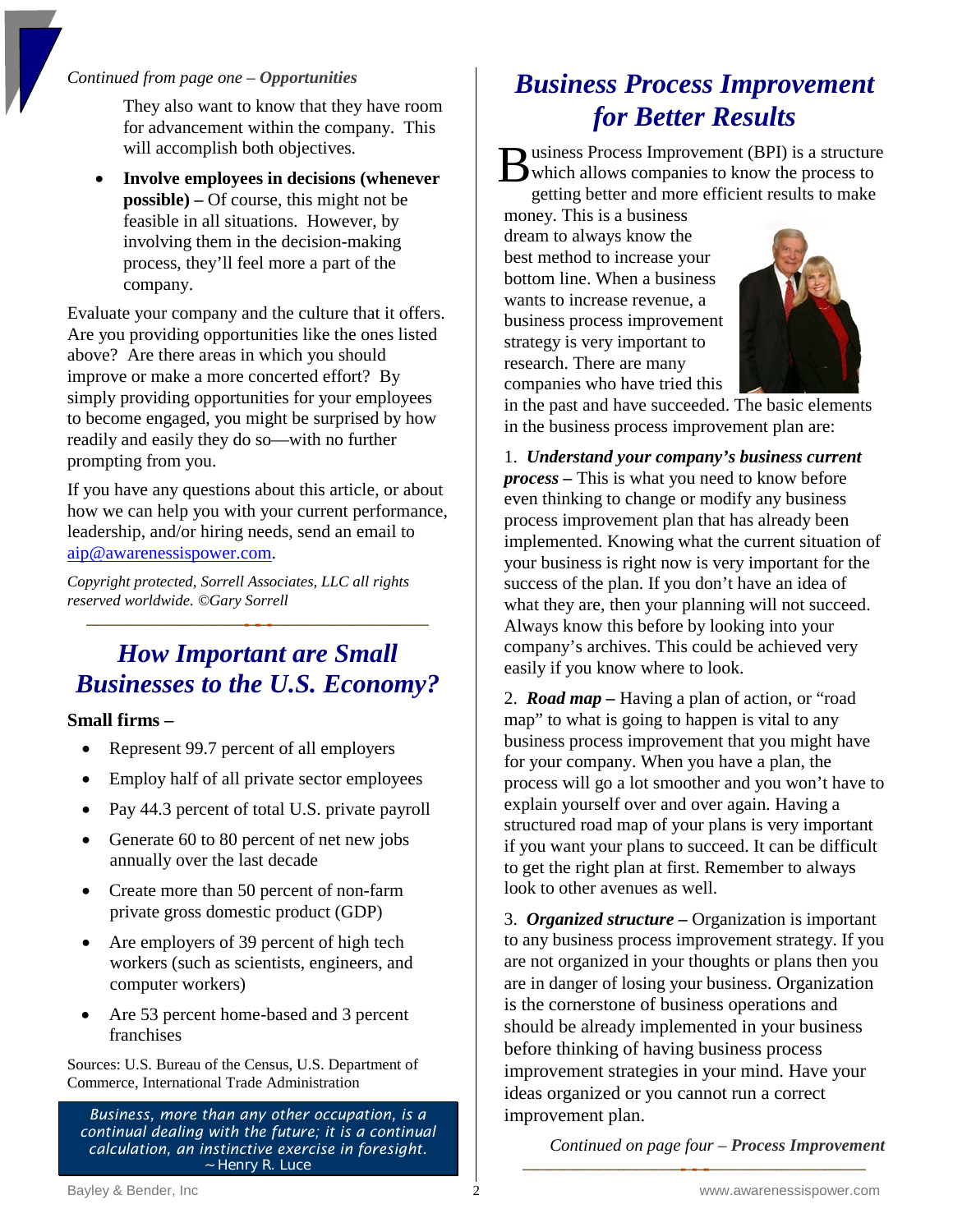*Continued from page one – **Opportunities***

They also want to know that they have room for advancement within the company. This will accomplish both objectives.

- **Involve employees in decisions (whenever possible) –** Of course, this might not be feasible in all situations. However, by involving them in the decision-making process, they'll feel more a part of the company.

Evaluate your company and the culture that it offers. Are you providing opportunities like the ones listed above? Are there areas in which you should improve or make a more concerted effort? By simply providing opportunities for your employees to become engaged, you might be surprised by how readily and easily they do so—with no further prompting from you.

If you have any questions about this article, or about how we can help you with your current performance, leadership, and/or hiring needs, send an email to aip@awarenessispower.com.

*Copyright protected, Sorrell Associates, LLC all rights reserved worldwide. ©Gary Sorrell*

## *How Important are Small Businesses to the U.S. Economy?*

**Small firms –**

- Represent 99.7 percent of all employers
- Employ half of all private sector employees
- Pay 44.3 percent of total U.S. private payroll
- Generate 60 to 80 percent of net new jobs annually over the last decade
- Create more than 50 percent of non-farm private gross domestic product (GDP)
- Are employers of 39 percent of high tech workers (such as scientists, engineers, and computer workers)
- Are 53 percent home-based and 3 percent franchises

Sources: U.S. Bureau of the Census, U.S. Department of Commerce, International Trade Administration

> *Business, more than any other occupation, is a continual dealing with the future; it is a continual calculation, an instinctive exercise in foresight.*
> ~ Henry R. Luce

## *Business Process Improvement for Better Results*

Business Process Improvement (BPI) is a structure which allows companies to know the process to getting better and more efficient results to make money. This is a business dream to always know the best method to increase your bottom line. When a business wants to increase revenue, a business process improvement strategy is very important to research. There are many companies who have tried this in the past and have succeeded. The basic elements in the business process improvement plan are:

1. ***Understand your company's business current process –*** This is what you need to know before even thinking to change or modify any business process improvement plan that has already been implemented. Knowing what the current situation of your business is right now is very important for the success of the plan. If you don't have an idea of what they are, then your planning will not succeed. Always know this before by looking into your company's archives. This could be achieved very easily if you know where to look.

2. ***Road map –*** Having a plan of action, or "road map" to what is going to happen is vital to any business process improvement that you might have for your company. When you have a plan, the process will go a lot smoother and you won't have to explain yourself over and over again. Having a structured road map of your plans is very important if you want your plans to succeed. It can be difficult to get the right plan at first. Remember to always look to other avenues as well.

3. ***Organized structure –*** Organization is important to any business process improvement strategy. If you are not organized in your thoughts or plans then you are in danger of losing your business. Organization is the cornerstone of business operations and should be already implemented in your business before thinking of having business process improvement strategies in your mind. Have your ideas organized or you cannot run a correct improvement plan.

*Continued on page four – **Process Improvement***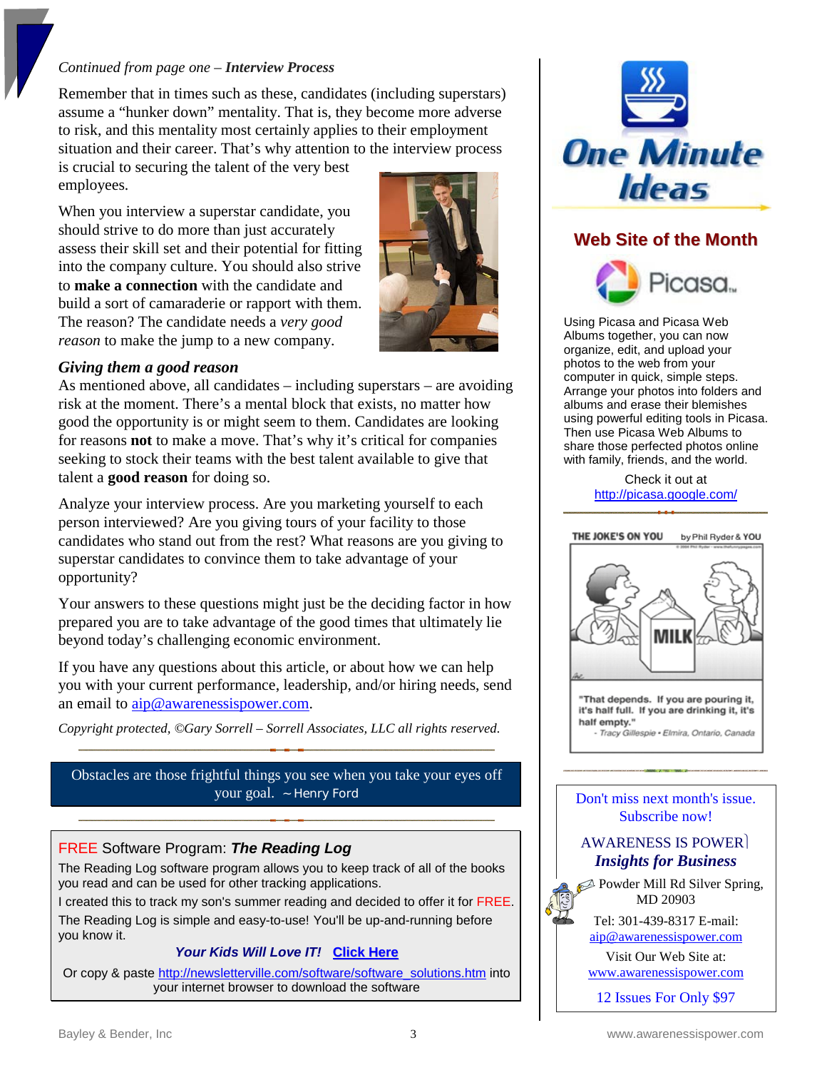*Continued from page one – **Interview Process***

Remember that in times such as these, candidates (including superstars) assume a "hunker down" mentality. That is, they become more adverse to risk, and this mentality most certainly applies to their employment situation and their career. That's why attention to the interview process is crucial to securing the talent of the very best employees.

When you interview a superstar candidate, you should strive to do more than just accurately assess their skill set and their potential for fitting into the company culture. You should also strive to **make a connection** with the candidate and build a sort of camaraderie or rapport with them. The reason? The candidate needs a *very good reason* to make the jump to a new company.

### *Giving them a good reason*

As mentioned above, all candidates – including superstars – are avoiding risk at the moment. There's a mental block that exists, no matter how good the opportunity is or might seem to them. Candidates are looking for reasons **not** to make a move. That's why it's critical for companies seeking to stock their teams with the best talent available to give that talent a **good reason** for doing so.

Analyze your interview process. Are you marketing yourself to each person interviewed? Are you giving tours of your facility to those candidates who stand out from the rest? What reasons are you giving to superstar candidates to convince them to take advantage of your opportunity?

Your answers to these questions might just be the deciding factor in how prepared you are to take advantage of the good times that ultimately lie beyond today's challenging economic environment.

If you have any questions about this article, or about how we can help you with your current performance, leadership, and/or hiring needs, send an email to aip@awarenessispower.com.

*Copyright protected, ©Gary Sorrell – Sorrell Associates, LLC all rights reserved.*

> Obstacles are those frightful things you see when you take your eyes off your goal. ~ Henry Ford

### FREE Software Program: ***The Reading Log***

The Reading Log software program allows you to keep track of all of the books you read and can be used for other tracking applications.

I created this to track my son's summer reading and decided to offer it for FREE.

The Reading Log is simple and easy-to-use! You'll be up-and-running before you know it.

***Your Kids Will Love IT!*** **Click Here**

Or copy & paste http://newsletterville.com/software/software_solutions.htm into your internet browser to download the software

## One Minute Ideas

### Web Site of the Month

**Picasa**

Using Picasa and Picasa Web Albums together, you can now organize, edit, and upload your photos to the web from your computer in quick, simple steps. Arrange your photos into folders and albums and erase their blemishes using powerful editing tools in Picasa. Then use Picasa Web Albums to share those perfected photos online with family, friends, and the world.

Check it out at http://picasa.google.com/

**THE JOKE'S ON YOU** by Phil Ryder & YOU

"That depends. If you are pouring it, it's half full. If you are drinking it, it's half empty."
- Tracy Gillespie • Elmira, Ontario, Canada

---

Don't miss next month's issue. Subscribe now!

AWARENESS IS POWER
***Insights for Business***

Powder Mill Rd Silver Spring, MD 20903

Tel: 301-439-8317 E-mail: aip@awarenessispower.com

Visit Our Web Site at: www.awarenessispower.com

12 Issues For Only $97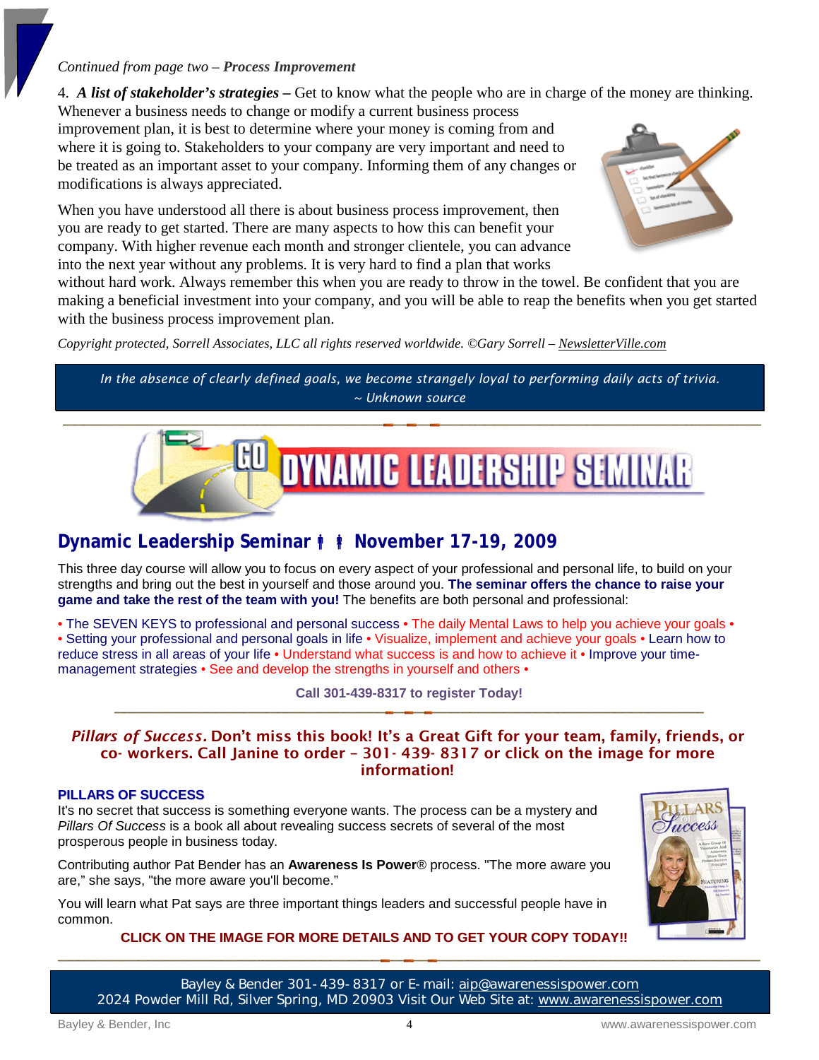*Continued from page two – **Process Improvement***

4. ***A list of stakeholder's strategies –*** Get to know what the people who are in charge of the money are thinking. Whenever a business needs to change or modify a current business process improvement plan, it is best to determine where your money is coming from and where it is going to. Stakeholders to your company are very important and need to be treated as an important asset to your company. Informing them of any changes or modifications is always appreciated.

When you have understood all there is about business process improvement, then you are ready to get started. There are many aspects to how this can benefit your company. With higher revenue each month and stronger clientele, you can advance into the next year without any problems. It is very hard to find a plan that works without hard work. Always remember this when you are ready to throw in the towel. Be confident that you are making a beneficial investment into your company, and you will be able to reap the benefits when you get started with the business process improvement plan.

*Copyright protected, Sorrell Associates, LLC all rights reserved worldwide. ©Gary Sorrell – NewsletterVille.com*

*In the absence of clearly defined goals, we become strangely loyal to performing daily acts of trivia.*
*~ Unknown source*

GO DYNAMIC LEADERSHIP SEMINAR

## Dynamic Leadership Seminar November 17-19, 2009

This three day course will allow you to focus on every aspect of your professional and personal life, to build on your strengths and bring out the best in yourself and those around you. **The seminar offers the chance to raise your game and take the rest of the team with you!** The benefits are both personal and professional:

• The SEVEN KEYS to professional and personal success • The daily Mental Laws to help you achieve your goals • • Setting your professional and personal goals in life • Visualize, implement and achieve your goals • Learn how to reduce stress in all areas of your life • Understand what success is and how to achieve it • Improve your time-management strategies • See and develop the strengths in yourself and others •

**Call 301-439-8317 to register Today!**

***Pillars of Success.* Don't miss this book! It's a Great Gift for your team, family, friends, or co- workers. Call Janine to order – 301- 439- 8317 or click on the image for more information!**

### PILLARS OF SUCCESS

It's no secret that success is something everyone wants. The process can be a mystery and *Pillars Of Success* is a book all about revealing success secrets of several of the most prosperous people in business today.

Contributing author Pat Bender has an **Awareness Is Power**® process. "The more aware you are," she says, "the more aware you'll become."

You will learn what Pat says are three important things leaders and successful people have in common.

**CLICK ON THE IMAGE FOR MORE DETAILS AND TO GET YOUR COPY TODAY!!**

Bayley & Bender 301- 439- 8317 or E- mail: aip@awarenessispower.com
2024 Powder Mill Rd, Silver Spring, MD 20903 Visit Our Web Site at: www.awarenessispower.com